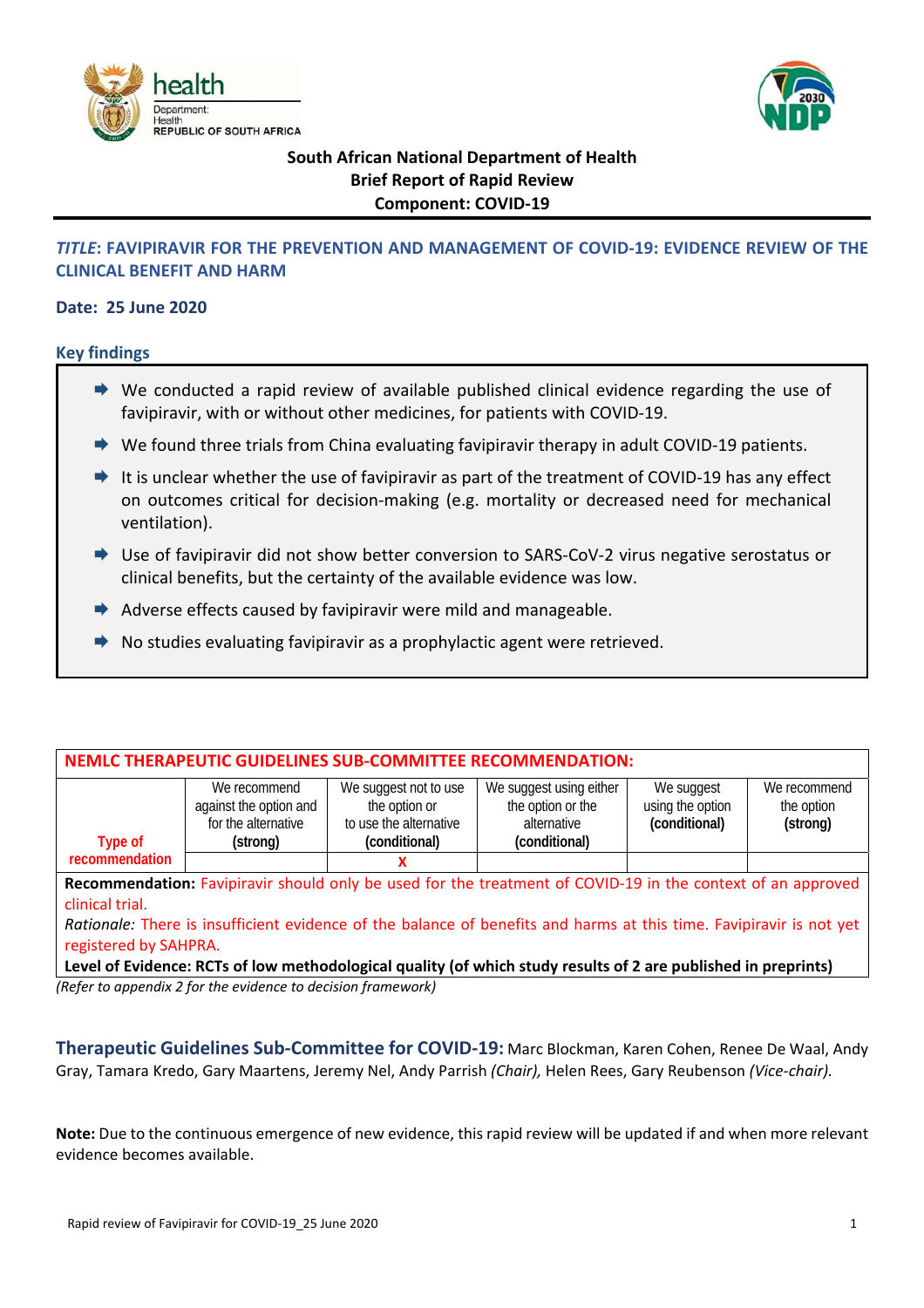**South African National Department of Health**
**Brief Report of Rapid Review**
**Component: COVID-19**

## *TITLE*: FAVIPIRAVIR FOR THE PREVENTION AND MANAGEMENT OF COVID-19: EVIDENCE REVIEW OF THE CLINICAL BENEFIT AND HARM

**Date: 25 June 2020**

### Key findings

- We conducted a rapid review of available published clinical evidence regarding the use of favipiravir, with or without other medicines, for patients with COVID-19.
- We found three trials from China evaluating favipiravir therapy in adult COVID-19 patients.
- It is unclear whether the use of favipiravir as part of the treatment of COVID-19 has any effect on outcomes critical for decision-making (e.g. mortality or decreased need for mechanical ventilation).
- Use of favipiravir did not show better conversion to SARS-CoV-2 virus negative serostatus or clinical benefits, but the certainty of the available evidence was low.
- Adverse effects caused by favipiravir were mild and manageable.
- No studies evaluating favipiravir as a prophylactic agent were retrieved.

**NEMLC THERAPEUTIC GUIDELINES SUB-COMMITTEE RECOMMENDATION:**

| Type of recommendation | We recommend against the option and for the alternative **(strong)** | We suggest not to use the option or to use the alternative **(conditional)** | We suggest using either the option or the alternative **(conditional)** | We suggest using the option **(conditional)** | We recommend the option **(strong)** |
|---|---|---|---|---|---|
| | | X | | | |

**Recommendation:** Favipiravir should only be used for the treatment of COVID-19 in the context of an approved clinical trial.
*Rationale:* There is insufficient evidence of the balance of benefits and harms at this time. Favipiravir is not yet registered by SAHPRA.
**Level of Evidence: RCTs of low methodological quality (of which study results of 2 are published in preprints)**

*(Refer to appendix 2 for the evidence to decision framework)*

**Therapeutic Guidelines Sub-Committee for COVID-19:** Marc Blockman, Karen Cohen, Renee De Waal, Andy Gray, Tamara Kredo, Gary Maartens, Jeremy Nel, Andy Parrish *(Chair),* Helen Rees, Gary Reubenson *(Vice-chair).*

**Note:** Due to the continuous emergence of new evidence, this rapid review will be updated if and when more relevant evidence becomes available.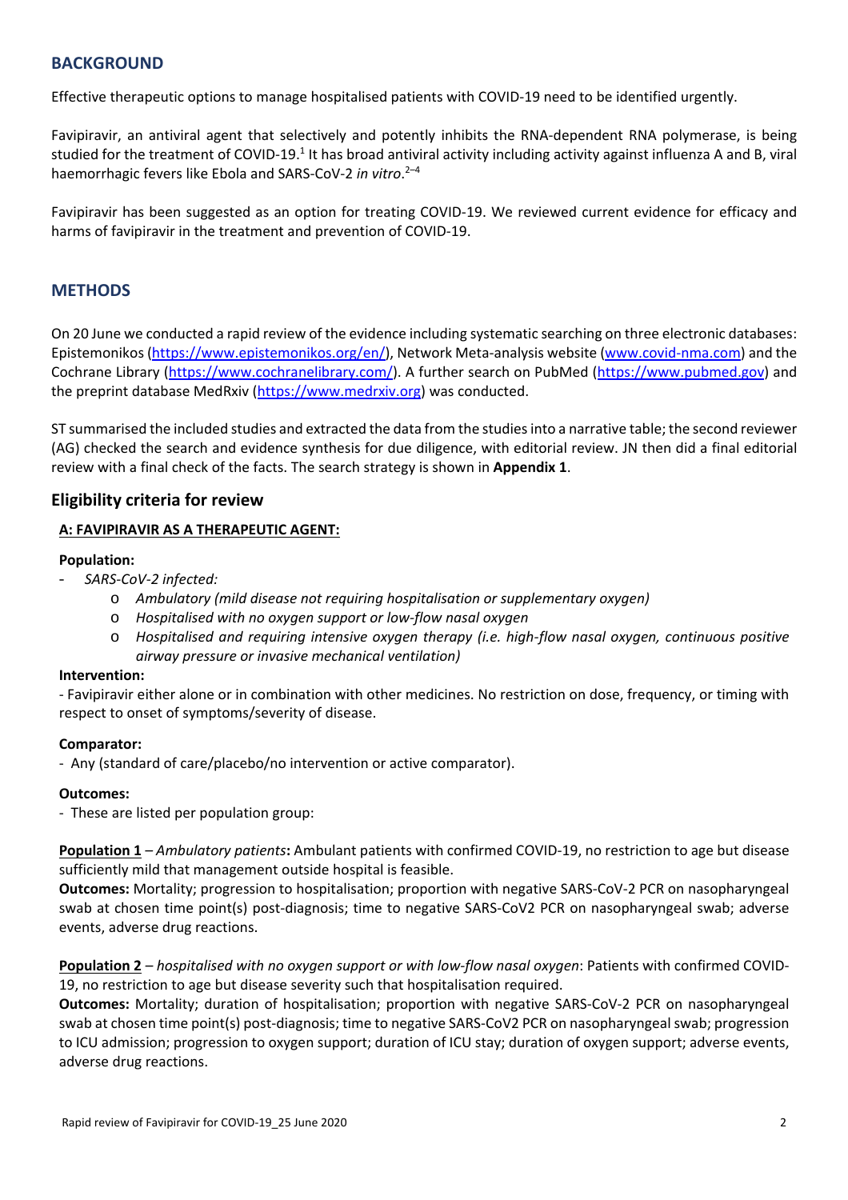## BACKGROUND

Effective therapeutic options to manage hospitalised patients with COVID-19 need to be identified urgently.

Favipiravir, an antiviral agent that selectively and potently inhibits the RNA-dependent RNA polymerase, is being studied for the treatment of COVID-19.[1] It has broad antiviral activity including activity against influenza A and B, viral haemorrhagic fevers like Ebola and SARS-CoV-2 *in vitro*.[2–4]

Favipiravir has been suggested as an option for treating COVID-19. We reviewed current evidence for efficacy and harms of favipiravir in the treatment and prevention of COVID-19.

## METHODS

On 20 June we conducted a rapid review of the evidence including systematic searching on three electronic databases: Epistemonikos (https://www.epistemonikos.org/en/), Network Meta-analysis website (www.covid-nma.com) and the Cochrane Library (https://www.cochranelibrary.com/). A further search on PubMed (https://www.pubmed.gov) and the preprint database MedRxiv (https://www.medrxiv.org) was conducted.

ST summarised the included studies and extracted the data from the studies into a narrative table; the second reviewer (AG) checked the search and evidence synthesis for due diligence, with editorial review. JN then did a final editorial review with a final check of the facts. The search strategy is shown in **Appendix 1**.

### Eligibility criteria for review

**A: FAVIPIRAVIR AS A THERAPEUTIC AGENT:**

**Population:**

- *SARS-CoV-2 infected:*
  - *Ambulatory (mild disease not requiring hospitalisation or supplementary oxygen)*
  - *Hospitalised with no oxygen support or low-flow nasal oxygen*
  - *Hospitalised and requiring intensive oxygen therapy (i.e. high-flow nasal oxygen, continuous positive airway pressure or invasive mechanical ventilation)*

**Intervention:**

- Favipiravir either alone or in combination with other medicines. No restriction on dose, frequency, or timing with respect to onset of symptoms/severity of disease.

**Comparator:**

- Any (standard of care/placebo/no intervention or active comparator).

**Outcomes:**

- These are listed per population group:

**Population 1** – *Ambulatory patients***:** Ambulant patients with confirmed COVID-19, no restriction to age but disease sufficiently mild that management outside hospital is feasible.

**Outcomes:** Mortality; progression to hospitalisation; proportion with negative SARS-CoV-2 PCR on nasopharyngeal swab at chosen time point(s) post-diagnosis; time to negative SARS-CoV2 PCR on nasopharyngeal swab; adverse events, adverse drug reactions.

**Population 2** – *hospitalised with no oxygen support or with low-flow nasal oxygen*: Patients with confirmed COVID-19, no restriction to age but disease severity such that hospitalisation required.

**Outcomes:** Mortality; duration of hospitalisation; proportion with negative SARS-CoV-2 PCR on nasopharyngeal swab at chosen time point(s) post-diagnosis; time to negative SARS-CoV2 PCR on nasopharyngeal swab; progression to ICU admission; progression to oxygen support; duration of ICU stay; duration of oxygen support; adverse events, adverse drug reactions.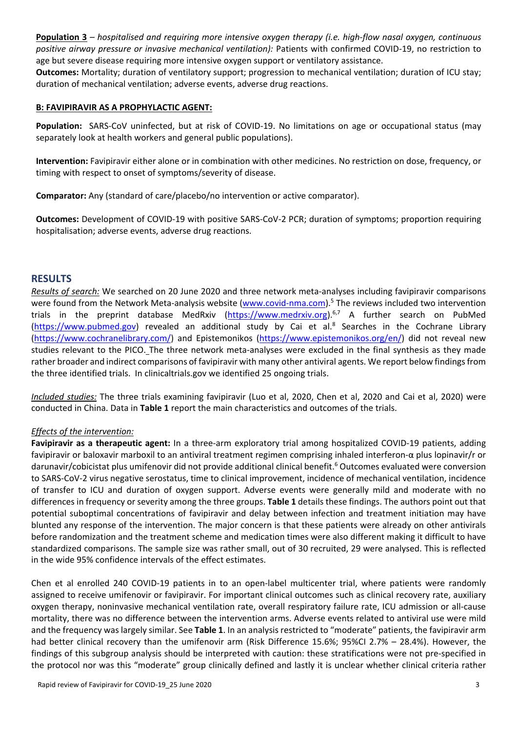**Population 3** – *hospitalised and requiring more intensive oxygen therapy (i.e. high-flow nasal oxygen, continuous positive airway pressure or invasive mechanical ventilation):* Patients with confirmed COVID-19, no restriction to age but severe disease requiring more intensive oxygen support or ventilatory assistance.

**Outcomes:** Mortality; duration of ventilatory support; progression to mechanical ventilation; duration of ICU stay; duration of mechanical ventilation; adverse events, adverse drug reactions.

**B: FAVIPIRAVIR AS A PROPHYLACTIC AGENT:**

**Population:** SARS-CoV uninfected, but at risk of COVID-19. No limitations on age or occupational status (may separately look at health workers and general public populations).

**Intervention:** Favipiravir either alone or in combination with other medicines. No restriction on dose, frequency, or timing with respect to onset of symptoms/severity of disease.

**Comparator:** Any (standard of care/placebo/no intervention or active comparator).

**Outcomes:** Development of COVID-19 with positive SARS-CoV-2 PCR; duration of symptoms; proportion requiring hospitalisation; adverse events, adverse drug reactions.

## RESULTS

*Results of search:* We searched on 20 June 2020 and three network meta-analyses including favipiravir comparisons were found from the Network Meta-analysis website (www.covid-nma.com).[5] The reviews included two intervention trials in the preprint database MedRxiv (https://www.medrxiv.org).[6,7] A further search on PubMed (https://www.pubmed.gov) revealed an additional study by Cai et al.[8] Searches in the Cochrane Library (https://www.cochranelibrary.com/) and Epistemonikos (https://www.epistemonikos.org/en/) did not reveal new studies relevant to the PICO. The three network meta-analyses were excluded in the final synthesis as they made rather broader and indirect comparisons of favipiravir with many other antiviral agents. We report below findings from the three identified trials. In clinicaltrials.gov we identified 25 ongoing trials.

*Included studies:* The three trials examining favipiravir (Luo et al, 2020, Chen et al, 2020 and Cai et al, 2020) were conducted in China. Data in **Table 1** report the main characteristics and outcomes of the trials.

*Effects of the intervention:*

**Favipiravir as a therapeutic agent:** In a three-arm exploratory trial among hospitalized COVID-19 patients, adding favipiravir or baloxavir marboxil to an antiviral treatment regimen comprising inhaled interferon-α plus lopinavir/r or darunavir/cobicistat plus umifenovir did not provide additional clinical benefit.[6] Outcomes evaluated were conversion to SARS-CoV-2 virus negative serostatus, time to clinical improvement, incidence of mechanical ventilation, incidence of transfer to ICU and duration of oxygen support. Adverse events were generally mild and moderate with no differences in frequency or severity among the three groups. **Table 1** details these findings. The authors point out that potential suboptimal concentrations of favipiravir and delay between infection and treatment initiation may have blunted any response of the intervention. The major concern is that these patients were already on other antivirals before randomization and the treatment scheme and medication times were also different making it difficult to have standardized comparisons. The sample size was rather small, out of 30 recruited, 29 were analysed. This is reflected in the wide 95% confidence intervals of the effect estimates.

Chen et al enrolled 240 COVID-19 patients in to an open-label multicenter trial, where patients were randomly assigned to receive umifenovir or favipiravir. For important clinical outcomes such as clinical recovery rate, auxiliary oxygen therapy, noninvasive mechanical ventilation rate, overall respiratory failure rate, ICU admission or all-cause mortality, there was no difference between the intervention arms. Adverse events related to antiviral use were mild and the frequency was largely similar. See **Table 1**. In an analysis restricted to "moderate" patients, the favipiravir arm had better clinical recovery than the umifenovir arm (Risk Difference 15.6%; 95%CI 2.7% – 28.4%). However, the findings of this subgroup analysis should be interpreted with caution: these stratifications were not pre-specified in the protocol nor was this "moderate" group clinically defined and lastly it is unclear whether clinical criteria rather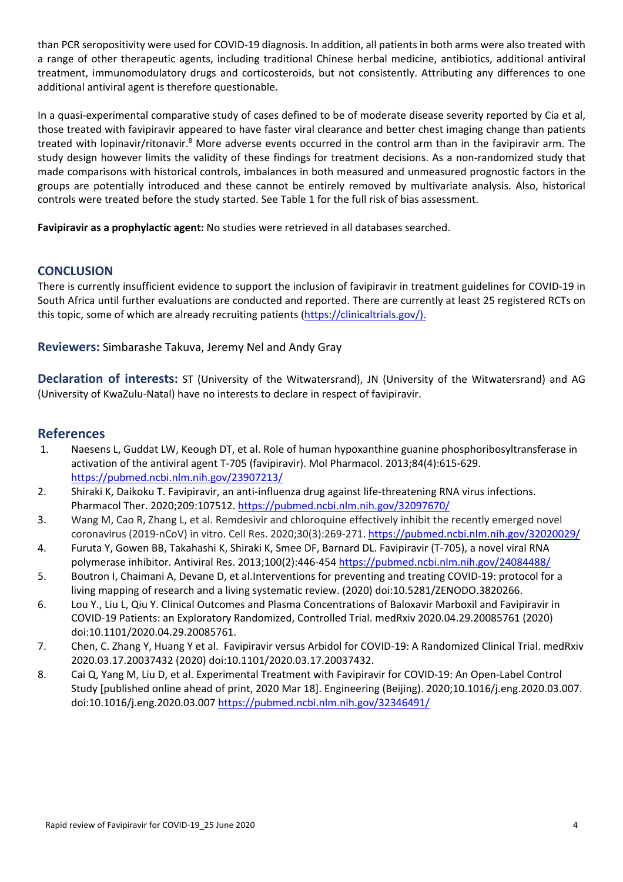than PCR seropositivity were used for COVID-19 diagnosis. In addition, all patients in both arms were also treated with a range of other therapeutic agents, including traditional Chinese herbal medicine, antibiotics, additional antiviral treatment, immunomodulatory drugs and corticosteroids, but not consistently. Attributing any differences to one additional antiviral agent is therefore questionable.

In a quasi-experimental comparative study of cases defined to be of moderate disease severity reported by Cia et al, those treated with favipiravir appeared to have faster viral clearance and better chest imaging change than patients treated with lopinavir/ritonavir.[8] More adverse events occurred in the control arm than in the favipiravir arm. The study design however limits the validity of these findings for treatment decisions. As a non-randomized study that made comparisons with historical controls, imbalances in both measured and unmeasured prognostic factors in the groups are potentially introduced and these cannot be entirely removed by multivariate analysis. Also, historical controls were treated before the study started. See Table 1 for the full risk of bias assessment.

**Favipiravir as a prophylactic agent:** No studies were retrieved in all databases searched.

## CONCLUSION

There is currently insufficient evidence to support the inclusion of favipiravir in treatment guidelines for COVID-19 in South Africa until further evaluations are conducted and reported. There are currently at least 25 registered RCTs on this topic, some of which are already recruiting patients (https://clinicaltrials.gov/).

**Reviewers:** Simbarashe Takuva, Jeremy Nel and Andy Gray

**Declaration of interests:** ST (University of the Witwatersrand), JN (University of the Witwatersrand) and AG (University of KwaZulu-Natal) have no interests to declare in respect of favipiravir.

## References

1. Naesens L, Guddat LW, Keough DT, et al. Role of human hypoxanthine guanine phosphoribosyltransferase in activation of the antiviral agent T-705 (favipiravir). Mol Pharmacol. 2013;84(4):615-629. https://pubmed.ncbi.nlm.nih.gov/23907213/
2. Shiraki K, Daikoku T. Favipiravir, an anti-influenza drug against life-threatening RNA virus infections. Pharmacol Ther. 2020;209:107512. https://pubmed.ncbi.nlm.nih.gov/32097670/
3. Wang M, Cao R, Zhang L, et al. Remdesivir and chloroquine effectively inhibit the recently emerged novel coronavirus (2019-nCoV) in vitro. Cell Res. 2020;30(3):269-271. https://pubmed.ncbi.nlm.nih.gov/32020029/
4. Furuta Y, Gowen BB, Takahashi K, Shiraki K, Smee DF, Barnard DL. Favipiravir (T-705), a novel viral RNA polymerase inhibitor. Antiviral Res. 2013;100(2):446-454 https://pubmed.ncbi.nlm.nih.gov/24084488/
5. Boutron I, Chaimani A, Devane D, et al.Interventions for preventing and treating COVID-19: protocol for a living mapping of research and a living systematic review. (2020) doi:10.5281/ZENODO.3820266.
6. Lou Y., Liu L, Qiu Y. Clinical Outcomes and Plasma Concentrations of Baloxavir Marboxil and Favipiravir in COVID-19 Patients: an Exploratory Randomized, Controlled Trial. medRxiv 2020.04.29.20085761 (2020) doi:10.1101/2020.04.29.20085761.
7. Chen, C. Zhang Y, Huang Y et al. Favipiravir versus Arbidol for COVID-19: A Randomized Clinical Trial. medRxiv 2020.03.17.20037432 (2020) doi:10.1101/2020.03.17.20037432.
8. Cai Q, Yang M, Liu D, et al. Experimental Treatment with Favipiravir for COVID-19: An Open-Label Control Study [published online ahead of print, 2020 Mar 18]. Engineering (Beijing). 2020;10.1016/j.eng.2020.03.007. doi:10.1016/j.eng.2020.03.007 https://pubmed.ncbi.nlm.nih.gov/32346491/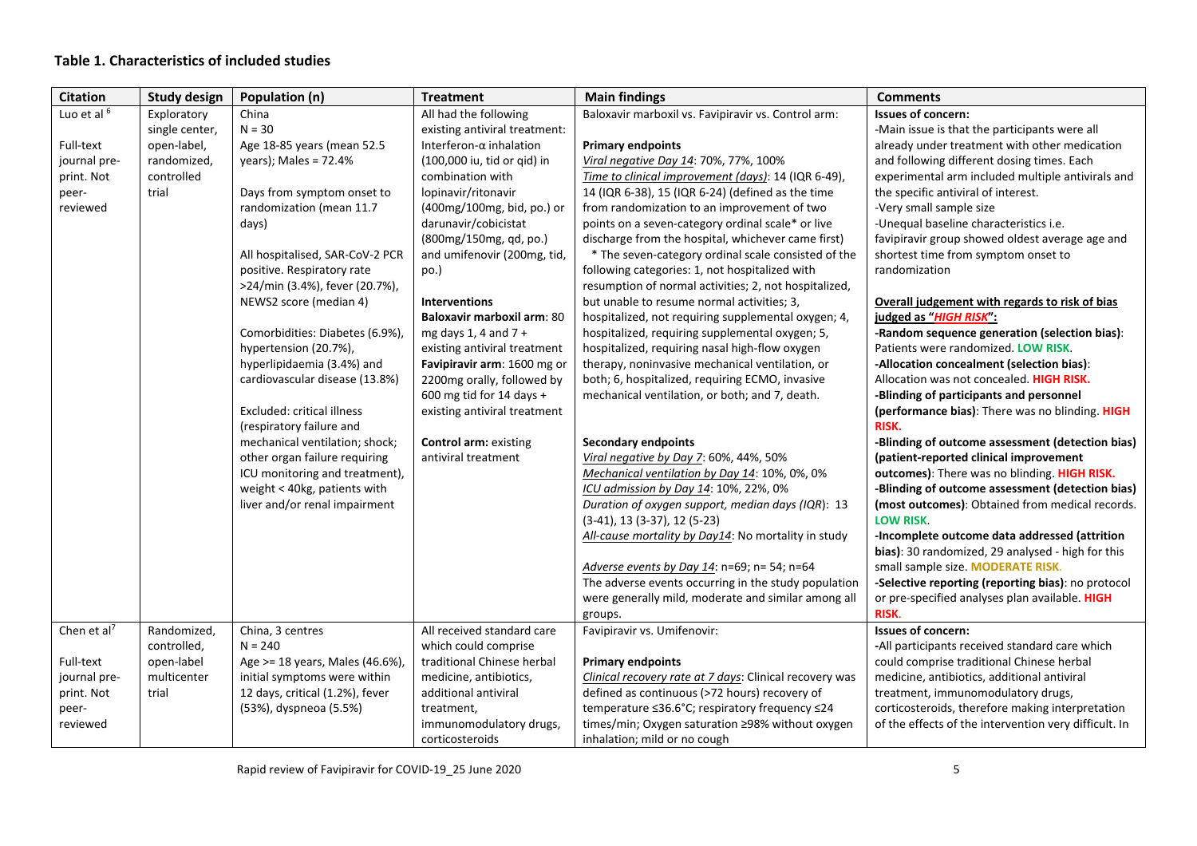**Table 1. Characteristics of included studies**

| Citation | Study design | Population (n) | Treatment | Main findings | Comments |
|---|---|---|---|---|---|
| Luo et al [6]<br><br>Full-text journal pre-print. Not peer-reviewed | Exploratory single center, open-label, randomized, controlled trial | China<br>N = 30<br>Age 18-85 years (mean 52.5 years); Males = 72.4%<br><br>Days from symptom onset to randomization (mean 11.7 days)<br><br>All hospitalised, SAR-CoV-2 PCR positive. Respiratory rate >24/min (3.4%), fever (20.7%), NEWS2 score (median 4)<br><br>Comorbidities: Diabetes (6.9%), hypertension (20.7%), hyperlipidaemia (3.4%) and cardiovascular disease (13.8%)<br><br>Excluded: critical illness (respiratory failure and mechanical ventilation; shock; other organ failure requiring ICU monitoring and treatment), weight < 40kg, patients with liver and/or renal impairment | All had the following existing antiviral treatment: Interferon-α inhalation (100,000 iu, tid or qid) in combination with lopinavir/ritonavir (400mg/100mg, bid, po.) or darunavir/cobicistat (800mg/150mg, qd, po.) and umifenovir (200mg, tid, po.)<br><br>**Interventions**<br>**Baloxavir marboxil arm**: 80 mg days 1, 4 and 7 + existing antiviral treatment<br>**Favipiravir arm**: 1600 mg or 2200mg orally, followed by 600 mg tid for 14 days + existing antiviral treatment<br><br>**Control arm:** existing antiviral treatment | Baloxavir marboxil vs. Favipiravir vs. Control arm:<br><br>**Primary endpoints**<br>_Viral negative Day 14_: 70%, 77%, 100%<br>_Time to clinical improvement (days)_: 14 (IQR 6-49), 14 (IQR 6-38), 15 (IQR 6-24) (defined as the time from randomization to an improvement of two points on a seven-category ordinal scale* or live discharge from the hospital, whichever came first)<br>* The seven-category ordinal scale consisted of the following categories: 1, not hospitalized with resumption of normal activities; 2, not hospitalized, but unable to resume normal activities; 3, hospitalized, not requiring supplemental oxygen; 4, hospitalized, requiring supplemental oxygen; 5, hospitalized, requiring nasal high-flow oxygen therapy, noninvasive mechanical ventilation, or both; 6, hospitalized, requiring ECMO, invasive mechanical ventilation, or both; and 7, death.<br><br>**Secondary endpoints**<br>_Viral negative by Day 7_: 60%, 44%, 50%<br>_Mechanical ventilation by Day 14_: 10%, 0%, 0%<br>_ICU admission by Day 14_: 10%, 22%, 0%<br>_Duration of oxygen support, median days (IQR)_: 13 (3-41), 13 (3-37), 12 (5-23)<br>_All-cause mortality by Day14_: No mortality in study<br><br>_Adverse events by Day 14_: n=69; n= 54; n=64<br>The adverse events occurring in the study population were generally mild, moderate and similar among all groups. | **Issues of concern:**<br>-Main issue is that the participants were all already under treatment with other medication and following different dosing times. Each experimental arm included multiple antivirals and the specific antiviral of interest.<br>-Very small sample size<br>-Unequal baseline characteristics i.e. favipiravir group showed oldest average age and shortest time from symptom onset to randomization<br><br>**Overall judgement with regards to risk of bias judged as "_HIGH RISK_":**<br>**-Random sequence generation (selection bias)**: Patients were randomized. **LOW RISK**.<br>**-Allocation concealment (selection bias)**: Allocation was not concealed. **HIGH RISK.**<br>**-Blinding of participants and personnel (performance bias)**: There was no blinding. **HIGH RISK.**<br>**-Blinding of outcome assessment (detection bias) (patient-reported clinical improvement outcomes)**: There was no blinding. **HIGH RISK.**<br>**-Blinding of outcome assessment (detection bias) (most outcomes)**: Obtained from medical records. **LOW RISK**.<br>**-Incomplete outcome data addressed (attrition bias)**: 30 randomized, 29 analysed - high for this small sample size. **MODERATE RISK**.<br>**-Selective reporting (reporting bias)**: no protocol or pre-specified analyses plan available. **HIGH RISK**. |
| Chen et al[7]<br><br>Full-text journal pre-print. Not peer-reviewed | Randomized, controlled, open-label multicenter trial | China, 3 centres<br>N = 240<br>Age >= 18 years, Males (46.6%), initial symptoms were within 12 days, critical (1.2%), fever (53%), dyspnoea (5.5%) | All received standard care which could comprise traditional Chinese herbal medicine, antibiotics, additional antiviral treatment, immunomodulatory drugs, corticosteroids | Favipiravir vs. Umifenovir:<br><br>**Primary endpoints**<br>_Clinical recovery rate at 7 days_: Clinical recovery was defined as continuous (>72 hours) recovery of temperature ≤36.6°C; respiratory frequency ≤24 times/min; Oxygen saturation ≥98% without oxygen inhalation; mild or no cough | **Issues of concern:**<br>-All participants received standard care which could comprise traditional Chinese herbal medicine, antibiotics, additional antiviral treatment, immunomodulatory drugs, corticosteroids, therefore making interpretation of the effects of the intervention very difficult. In |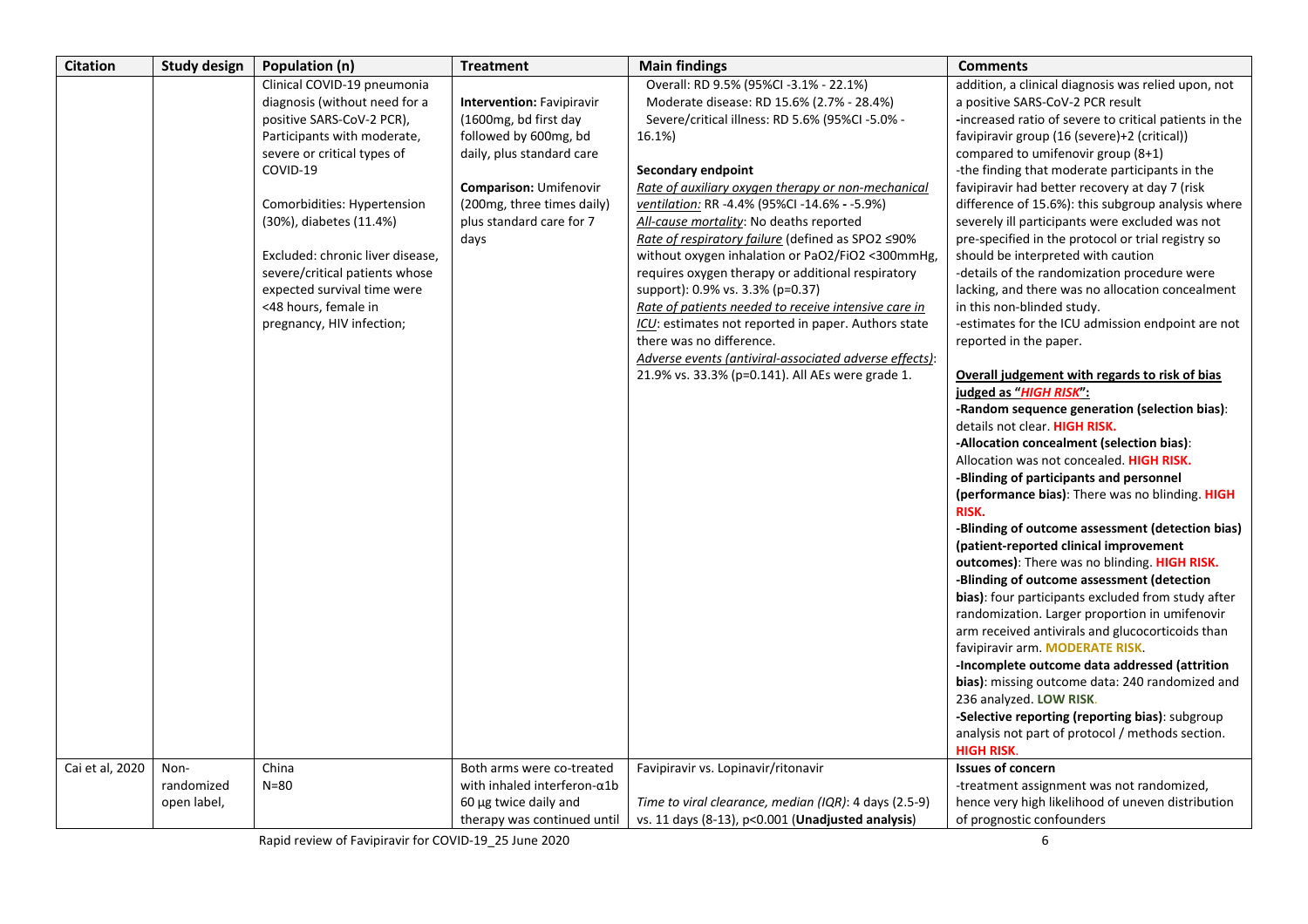| Citation | Study design | Population (n) | Treatment | Main findings | Comments |
|---|---|---|---|---|---|
| | | Clinical COVID-19 pneumonia diagnosis (without need for a positive SARS-CoV-2 PCR), Participants with moderate, severe or critical types of COVID-19<br><br>Comorbidities: Hypertension (30%), diabetes (11.4%)<br><br>Excluded: chronic liver disease, severe/critical patients whose expected survival time were <48 hours, female in pregnancy, HIV infection; | **Intervention:** Favipiravir (1600mg, bd first day followed by 600mg, bd daily, plus standard care<br><br>**Comparison:** Umifenovir (200mg, three times daily) plus standard care for 7 days | Overall: RD 9.5% (95%CI -3.1% - 22.1%)<br>Moderate disease: RD 15.6% (2.7% - 28.4%)<br>Severe/critical illness: RD 5.6% (95%CI -5.0% - 16.1%)<br><br>**Secondary endpoint**<br>*Rate of auxiliary oxygen therapy or non-mechanical ventilation:* RR -4.4% (95%CI -14.6% - -5.9%)<br>*All-cause mortality*: No deaths reported<br>*Rate of respiratory failure* (defined as SPO2 ≤90% without oxygen inhalation or PaO2/FiO2 <300mmHg, requires oxygen therapy or additional respiratory support): 0.9% vs. 3.3% (p=0.37)<br>*Rate of patients needed to receive intensive care in ICU*: estimates not reported in paper. Authors state there was no difference.<br>*Adverse events (antiviral-associated adverse effects)*: 21.9% vs. 33.3% (p=0.141). All AEs were grade 1. | addition, a clinical diagnosis was relied upon, not a positive SARS-CoV-2 PCR result<br>-increased ratio of severe to critical patients in the favipiravir group (16 (severe)+2 (critical)) compared to umifenovir group (8+1)<br>-the finding that moderate participants in the favipiravir had better recovery at day 7 (risk difference of 15.6%): this subgroup analysis where severely ill participants were excluded was not pre-specified in the protocol or trial registry so should be interpreted with caution<br>-details of the randomization procedure were lacking, and there was no allocation concealment in this non-blinded study.<br>-estimates for the ICU admission endpoint are not reported in the paper.<br><br>**Overall judgement with regards to risk of bias judged as "*HIGH RISK*":**<br>**-Random sequence generation (selection bias)**: details not clear. **HIGH RISK.**<br>**-Allocation concealment (selection bias)**: Allocation was not concealed. **HIGH RISK.**<br>**-Blinding of participants and personnel (performance bias)**: There was no blinding. **HIGH RISK.**<br>**-Blinding of outcome assessment (detection bias) (patient-reported clinical improvement outcomes)**: There was no blinding. **HIGH RISK.**<br>**-Blinding of outcome assessment (detection bias)**: four participants excluded from study after randomization. Larger proportion in umifenovir arm received antivirals and glucocorticoids than favipiravir arm. **MODERATE RISK**.<br>**-Incomplete outcome data addressed (attrition bias)**: missing outcome data: 240 randomized and 236 analyzed. **LOW RISK**.<br>**-Selective reporting (reporting bias)**: subgroup analysis not part of protocol / methods section. **HIGH RISK**. |
| Cai et al, 2020 | Non-randomized open label, | China<br>N=80 | Both arms were co-treated with inhaled interferon-α1b 60 µg twice daily and therapy was continued until | Favipiravir vs. Lopinavir/ritonavir<br><br>*Time to viral clearance, median (IQR)*: 4 days (2.5-9) vs. 11 days (8-13), p<0.001 (**Unadjusted analysis**) | **Issues of concern**<br>-treatment assignment was not randomized, hence very high likelihood of uneven distribution of prognostic confounders |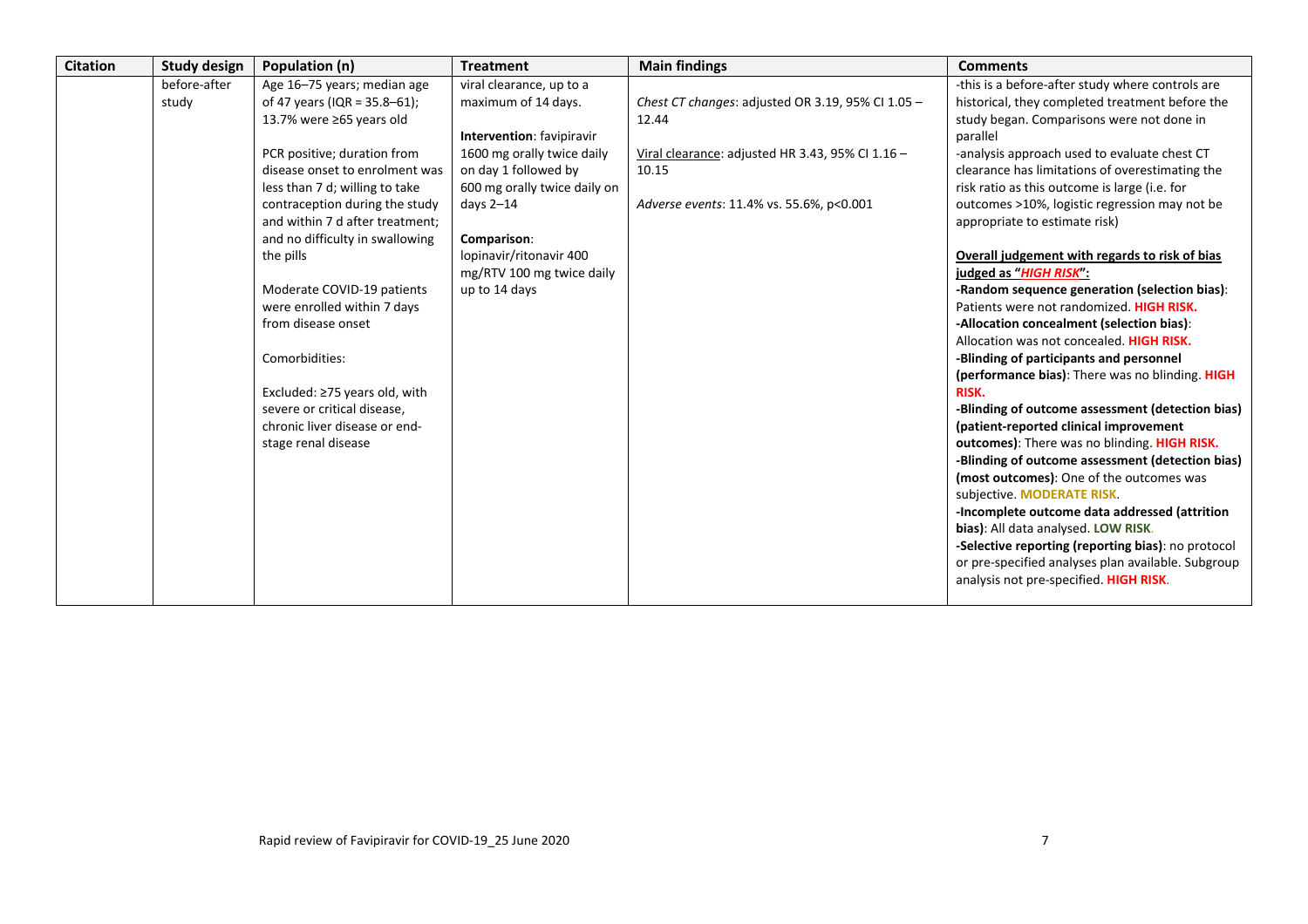| Citation | Study design | Population (n) | Treatment | Main findings | Comments |
|---|---|---|---|---|---|
| | before-after study | Age 16–75 years; median age of 47 years (IQR = 35.8–61); 13.7% were ≥65 years old<br><br>PCR positive; duration from disease onset to enrolment was less than 7 d; willing to take contraception during the study and within 7 d after treatment; and no difficulty in swallowing the pills<br><br>Moderate COVID-19 patients were enrolled within 7 days from disease onset<br><br>Comorbidities:<br><br>Excluded: ≥75 years old, with severe or critical disease, chronic liver disease or end-stage renal disease | viral clearance, up to a maximum of 14 days.<br><br>**Intervention**: favipiravir 1600 mg orally twice daily on day 1 followed by 600 mg orally twice daily on days 2–14<br><br>**Comparison**: lopinavir/ritonavir 400 mg/RTV 100 mg twice daily up to 14 days | *Chest CT changes*: adjusted OR 3.19, 95% CI 1.05 – 12.44<br><br>Viral clearance: adjusted HR 3.43, 95% CI 1.16 – 10.15<br><br>*Adverse events*: 11.4% vs. 55.6%, p<0.001 | -this is a before-after study where controls are historical, they completed treatment before the study began. Comparisons were not done in parallel<br>-analysis approach used to evaluate chest CT clearance has limitations of overestimating the risk ratio as this outcome is large (i.e. for outcomes >10%, logistic regression may not be appropriate to estimate risk)<br><br>**Overall judgement with regards to risk of bias judged as "*HIGH RISK*":**<br>**-Random sequence generation (selection bias)**: Patients were not randomized. **HIGH RISK.**<br>**-Allocation concealment (selection bias)**: Allocation was not concealed. **HIGH RISK.**<br>**-Blinding of participants and personnel (performance bias)**: There was no blinding. **HIGH RISK.**<br>**-Blinding of outcome assessment (detection bias) (patient-reported clinical improvement outcomes)**: There was no blinding. **HIGH RISK.**<br>**-Blinding of outcome assessment (detection bias) (most outcomes)**: One of the outcomes was subjective. **MODERATE RISK**.<br>**-Incomplete outcome data addressed (attrition bias)**: All data analysed. **LOW RISK**.<br>**-Selective reporting (reporting bias)**: no protocol or pre-specified analyses plan available. Subgroup analysis not pre-specified. **HIGH RISK**. |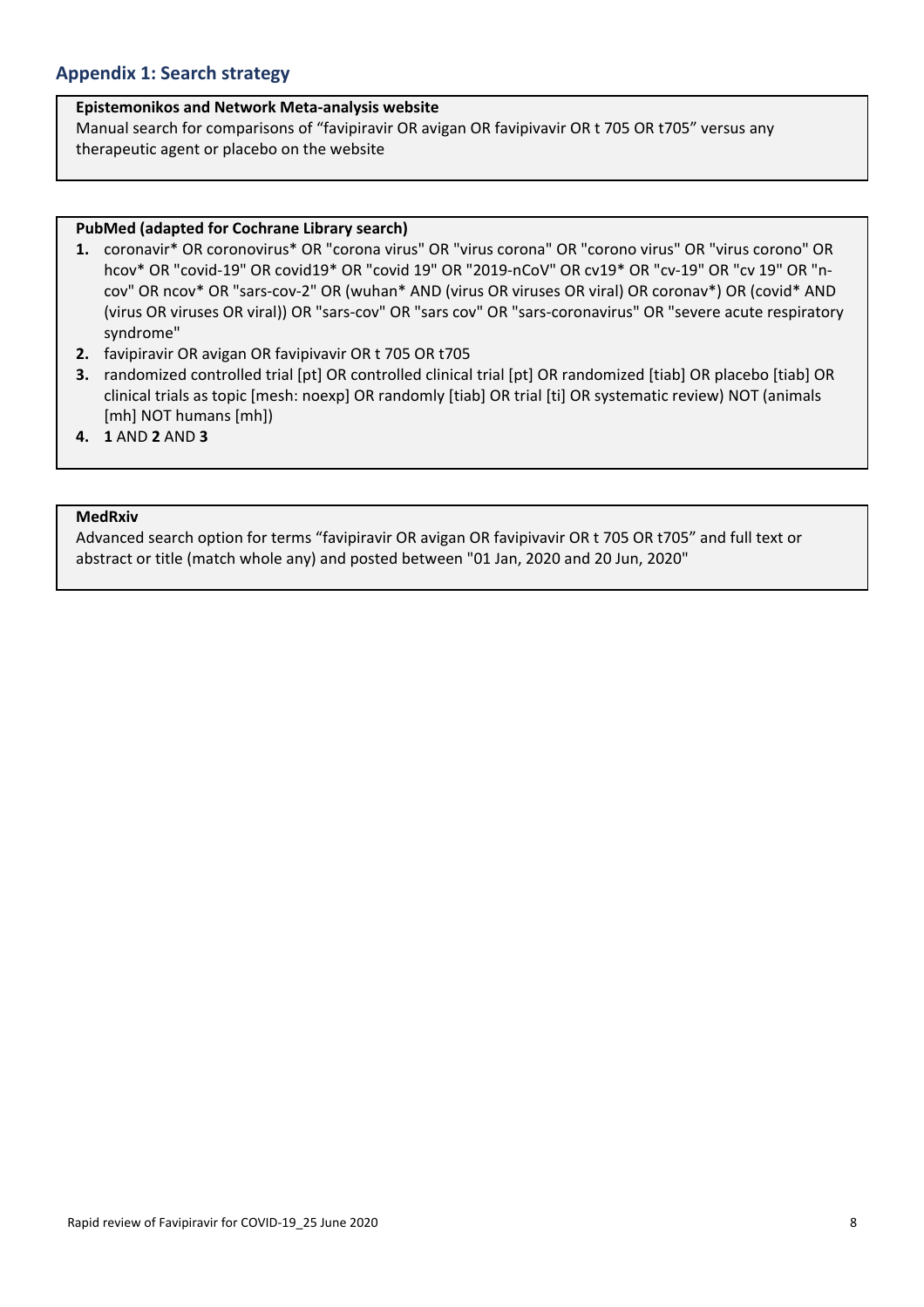## Appendix 1: Search strategy

**Epistemonikos and Network Meta-analysis website**

Manual search for comparisons of "favipiravir OR avigan OR favipivavir OR t 705 OR t705" versus any therapeutic agent or placebo on the website

**PubMed (adapted for Cochrane Library search)**

1. coronavir* OR coronovirus* OR "corona virus" OR "virus corona" OR "corono virus" OR "virus corono" OR hcov* OR "covid-19" OR covid19* OR "covid 19" OR "2019-nCoV" OR cv19* OR "cv-19" OR "cv 19" OR "n-cov" OR ncov* OR "sars-cov-2" OR (wuhan* AND (virus OR viruses OR viral) OR coronav*) OR (covid* AND (virus OR viruses OR viral)) OR "sars-cov" OR "sars cov" OR "sars-coronavirus" OR "severe acute respiratory syndrome"
2. favipiravir OR avigan OR favipivavir OR t 705 OR t705
3. randomized controlled trial [pt] OR controlled clinical trial [pt] OR randomized [tiab] OR placebo [tiab] OR clinical trials as topic [mesh: noexp] OR randomly [tiab] OR trial [ti] OR systematic review) NOT (animals [mh] NOT humans [mh])
4. **1** AND **2** AND **3**

**MedRxiv**

Advanced search option for terms "favipiravir OR avigan OR favipivavir OR t 705 OR t705" and full text or abstract or title (match whole any) and posted between "01 Jan, 2020 and 20 Jun, 2020"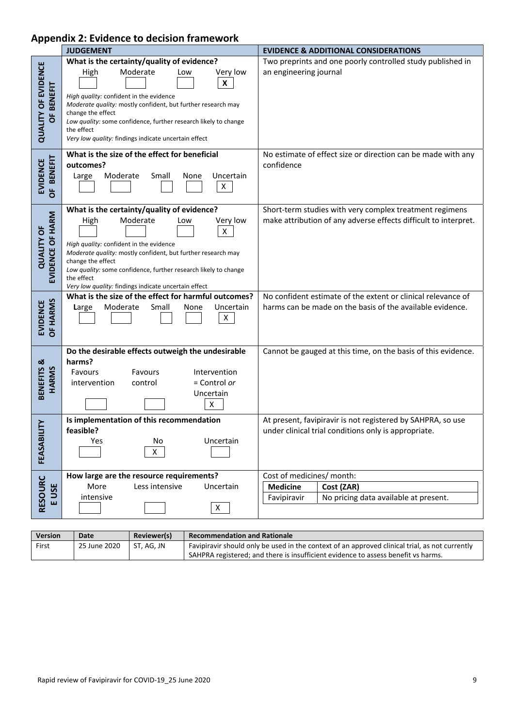## Appendix 2: Evidence to decision framework

| | JUDGEMENT | EVIDENCE & ADDITIONAL CONSIDERATIONS |
|---|---|---|
| QUALITY OF EVIDENCE OF BENEFIT | **What is the certainty/quality of evidence?**<br>High [ ] Moderate [ ] Low [ ] Very low [X]<br>*High quality:* confident in the evidence<br>*Moderate quality:* mostly confident, but further research may change the effect<br>*Low quality:* some confidence, further research likely to change the effect<br>*Very low quality:* findings indicate uncertain effect | Two preprints and one poorly controlled study published in an engineering journal |
| EVIDENCE OF BENEFIT | **What is the size of the effect for beneficial outcomes?**<br>Large [ ] Moderate [ ] Small [ ] None [ ] Uncertain [X] | No estimate of effect size or direction can be made with any confidence |
| QUALITY OF EVIDENCE OF HARM | **What is the certainty/quality of evidence?**<br>High [ ] Moderate [ ] Low [ ] Very low [X]<br>*High quality:* confident in the evidence<br>*Moderate quality:* mostly confident, but further research may change the effect<br>*Low quality:* some confidence, further research likely to change the effect<br>*Very low quality:* findings indicate uncertain effect | Short-term studies with very complex treatment regimens make attribution of any adverse effects difficult to interpret. |
| EVIDENCE OF HARMS | **What is the size of the effect for harmful outcomes?**<br>Large [ ] Moderate [ ] Small [ ] None [ ] Uncertain [X] | No confident estimate of the extent or clinical relevance of harms can be made on the basis of the available evidence. |
| BENEFITS & HARMS | **Do the desirable effects outweigh the undesirable harms?**<br>Favours intervention [ ] Favours control [ ] Intervention = Control *or* Uncertain [X] | Cannot be gauged at this time, on the basis of this evidence. |
| FEASABILITY | **Is implementation of this recommendation feasible?**<br>Yes [ ] No [X] Uncertain [ ] | At present, favipiravir is not registered by SAHPRA, so use under clinical trial conditions only is appropriate. |
| RESOURCE USE | **How large are the resource requirements?**<br>More intensive [ ] Less intensive [ ] Uncertain [X] | Cost of medicines/ month:<br>**Medicine**: Favipiravir — **Cost (ZAR)**: No pricing data available at present. |

| Version | Date | Reviewer(s) | Recommendation and Rationale |
|---|---|---|---|
| First | 25 June 2020 | ST, AG, JN | Favipiravir should only be used in the context of an approved clinical trial, as not currently SAHPRA registered; and there is insufficient evidence to assess benefit vs harms. |